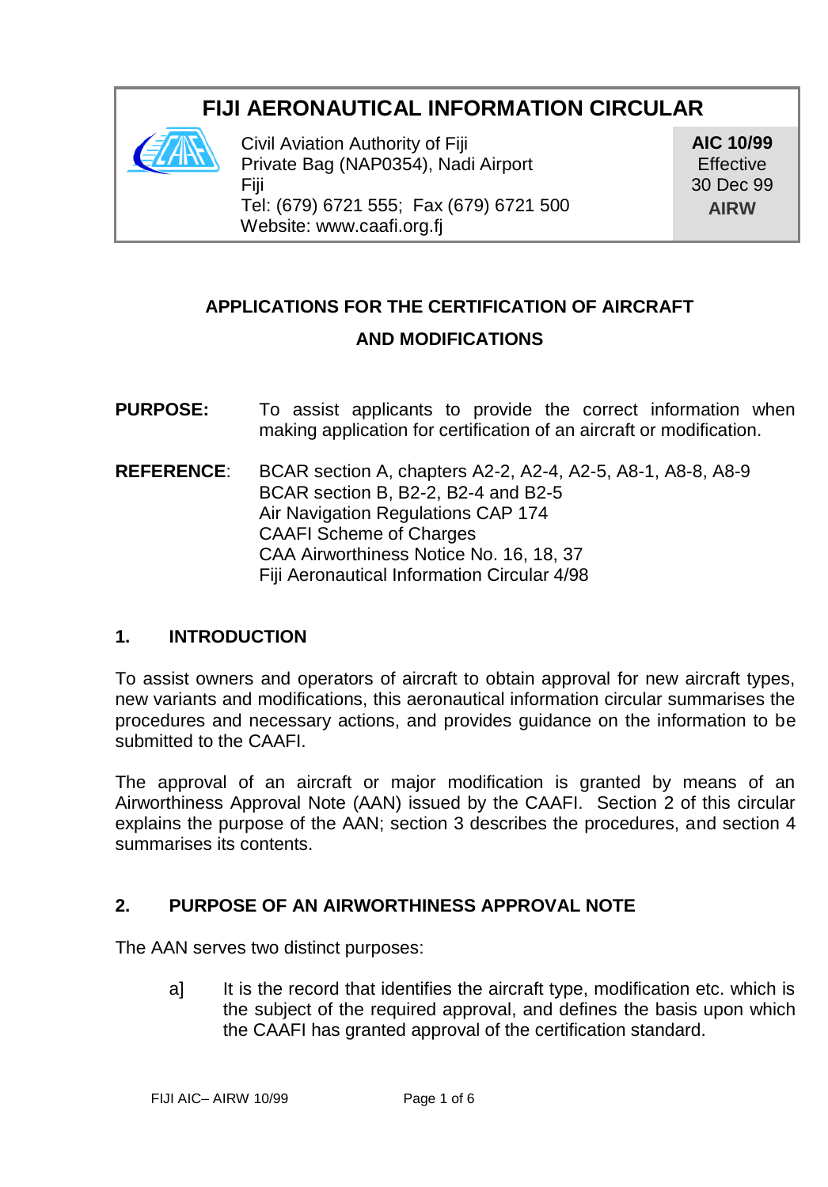# FIJI AERONAUTICAL INFORMATION CIRCULAR

Civil Aviation Authority of Fiji
Private Bag (NAP0354), Nadi Airport
Fiji
Tel: (679) 6721 555; Fax (679) 6721 500
Website: www.caafi.org.fj

**AIC 10/99**
Effective
30 Dec 99
**AIRW**

## APPLICATIONS FOR THE CERTIFICATION OF AIRCRAFT AND MODIFICATIONS

**PURPOSE:** To assist applicants to provide the correct information when making application for certification of an aircraft or modification.

**REFERENCE**: BCAR section A, chapters A2-2, A2-4, A2-5, A8-1, A8-8, A8-9
BCAR section B, B2-2, B2-4 and B2-5
Air Navigation Regulations CAP 174
CAAFI Scheme of Charges
CAA Airworthiness Notice No. 16, 18, 37
Fiji Aeronautical Information Circular 4/98

### 1. INTRODUCTION

To assist owners and operators of aircraft to obtain approval for new aircraft types, new variants and modifications, this aeronautical information circular summarises the procedures and necessary actions, and provides guidance on the information to be submitted to the CAAFI.

The approval of an aircraft or major modification is granted by means of an Airworthiness Approval Note (AAN) issued by the CAAFI. Section 2 of this circular explains the purpose of the AAN; section 3 describes the procedures, and section 4 summarises its contents.

### 2. PURPOSE OF AN AIRWORTHINESS APPROVAL NOTE

The AAN serves two distinct purposes:

a] It is the record that identifies the aircraft type, modification etc. which is the subject of the required approval, and defines the basis upon which the CAAFI has granted approval of the certification standard.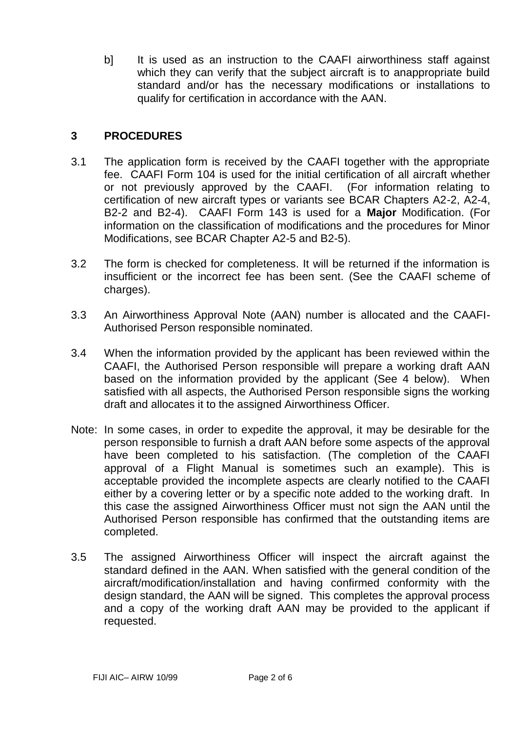b]	It is used as an instruction to the CAAFI airworthiness staff against which they can verify that the subject aircraft is to anappropriate build standard and/or has the necessary modifications or installations to qualify for certification in accordance with the AAN.

## 3 PROCEDURES

3.1	The application form is received by the CAAFI together with the appropriate fee. CAAFI Form 104 is used for the initial certification of all aircraft whether or not previously approved by the CAAFI. (For information relating to certification of new aircraft types or variants see BCAR Chapters A2-2, A2-4, B2-2 and B2-4). CAAFI Form 143 is used for a **Major** Modification. (For information on the classification of modifications and the procedures for Minor Modifications, see BCAR Chapter A2-5 and B2-5).

3.2	The form is checked for completeness. It will be returned if the information is insufficient or the incorrect fee has been sent. (See the CAAFI scheme of charges).

3.3	An Airworthiness Approval Note (AAN) number is allocated and the CAAFI-Authorised Person responsible nominated.

3.4	When the information provided by the applicant has been reviewed within the CAAFI, the Authorised Person responsible will prepare a working draft AAN based on the information provided by the applicant (See 4 below). When satisfied with all aspects, the Authorised Person responsible signs the working draft and allocates it to the assigned Airworthiness Officer.

Note: In some cases, in order to expedite the approval, it may be desirable for the person responsible to furnish a draft AAN before some aspects of the approval have been completed to his satisfaction. (The completion of the CAAFI approval of a Flight Manual is sometimes such an example). This is acceptable provided the incomplete aspects are clearly notified to the CAAFI either by a covering letter or by a specific note added to the working draft. In this case the assigned Airworthiness Officer must not sign the AAN until the Authorised Person responsible has confirmed that the outstanding items are completed.

3.5	The assigned Airworthiness Officer will inspect the aircraft against the standard defined in the AAN. When satisfied with the general condition of the aircraft/modification/installation and having confirmed conformity with the design standard, the AAN will be signed. This completes the approval process and a copy of the working draft AAN may be provided to the applicant if requested.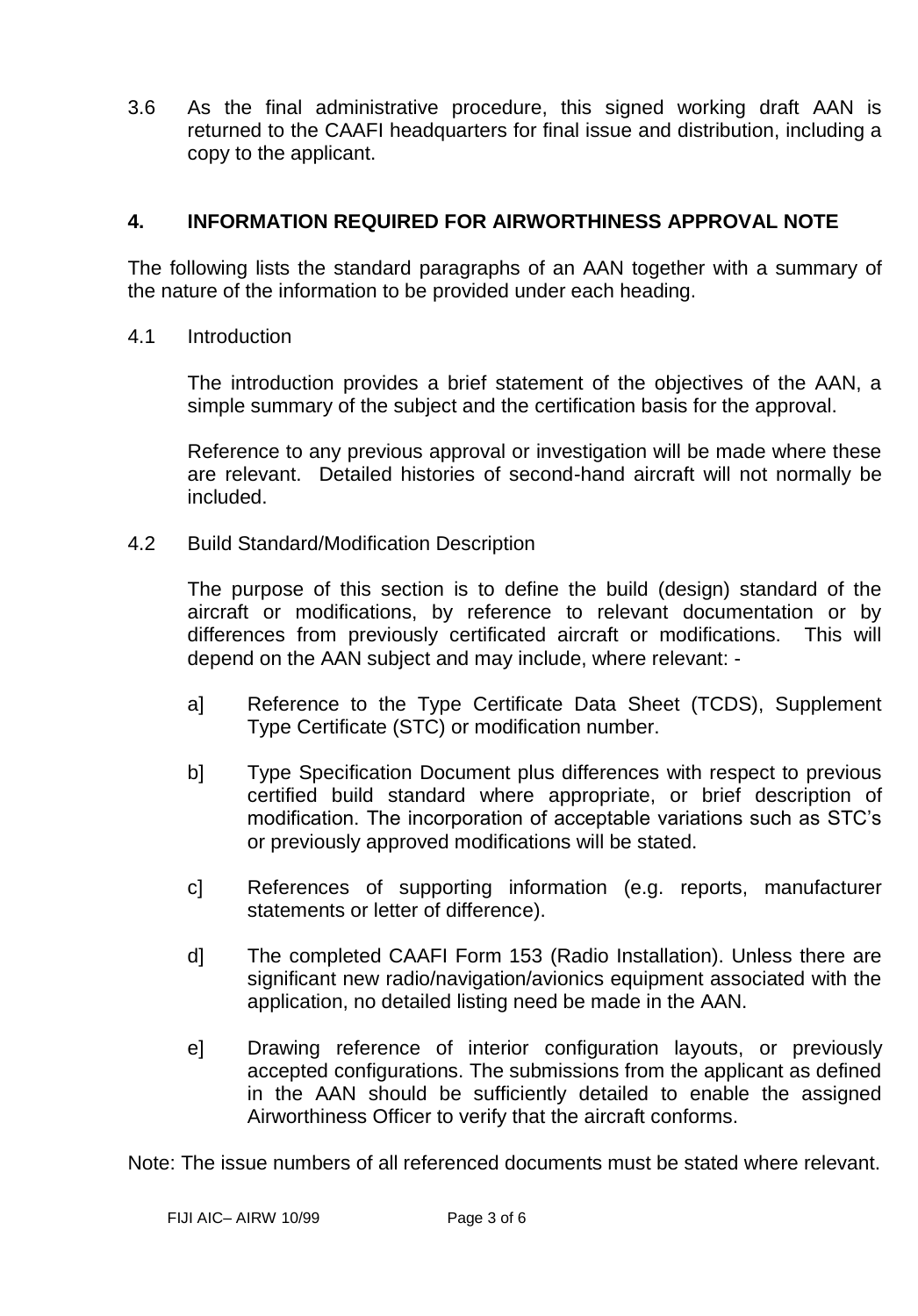3.6 As the final administrative procedure, this signed working draft AAN is returned to the CAAFI headquarters for final issue and distribution, including a copy to the applicant.

## 4. INFORMATION REQUIRED FOR AIRWORTHINESS APPROVAL NOTE

The following lists the standard paragraphs of an AAN together with a summary of the nature of the information to be provided under each heading.

4.1 Introduction

The introduction provides a brief statement of the objectives of the AAN, a simple summary of the subject and the certification basis for the approval.

Reference to any previous approval or investigation will be made where these are relevant. Detailed histories of second-hand aircraft will not normally be included.

4.2 Build Standard/Modification Description

The purpose of this section is to define the build (design) standard of the aircraft or modifications, by reference to relevant documentation or by differences from previously certificated aircraft or modifications. This will depend on the AAN subject and may include, where relevant: -

a] Reference to the Type Certificate Data Sheet (TCDS), Supplement Type Certificate (STC) or modification number.

b] Type Specification Document plus differences with respect to previous certified build standard where appropriate, or brief description of modification. The incorporation of acceptable variations such as STC's or previously approved modifications will be stated.

c] References of supporting information (e.g. reports, manufacturer statements or letter of difference).

d] The completed CAAFI Form 153 (Radio Installation). Unless there are significant new radio/navigation/avionics equipment associated with the application, no detailed listing need be made in the AAN.

e] Drawing reference of interior configuration layouts, or previously accepted configurations. The submissions from the applicant as defined in the AAN should be sufficiently detailed to enable the assigned Airworthiness Officer to verify that the aircraft conforms.

Note: The issue numbers of all referenced documents must be stated where relevant.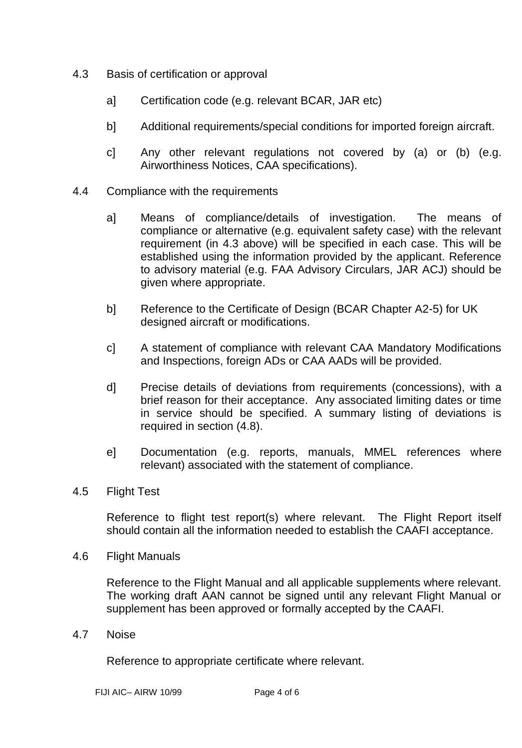4.3 Basis of certification or approval

a] Certification code (e.g. relevant BCAR, JAR etc)

b] Additional requirements/special conditions for imported foreign aircraft.

c] Any other relevant regulations not covered by (a) or (b) (e.g. Airworthiness Notices, CAA specifications).

4.4 Compliance with the requirements

a] Means of compliance/details of investigation. The means of compliance or alternative (e.g. equivalent safety case) with the relevant requirement (in 4.3 above) will be specified in each case. This will be established using the information provided by the applicant. Reference to advisory material (e.g. FAA Advisory Circulars, JAR ACJ) should be given where appropriate.

b] Reference to the Certificate of Design (BCAR Chapter A2-5) for UK designed aircraft or modifications.

c] A statement of compliance with relevant CAA Mandatory Modifications and Inspections, foreign ADs or CAA AADs will be provided.

d] Precise details of deviations from requirements (concessions), with a brief reason for their acceptance. Any associated limiting dates or time in service should be specified. A summary listing of deviations is required in section (4.8).

e] Documentation (e.g. reports, manuals, MMEL references where relevant) associated with the statement of compliance.

4.5 Flight Test

Reference to flight test report(s) where relevant. The Flight Report itself should contain all the information needed to establish the CAAFI acceptance.

4.6 Flight Manuals

Reference to the Flight Manual and all applicable supplements where relevant. The working draft AAN cannot be signed until any relevant Flight Manual or supplement has been approved or formally accepted by the CAAFI.

4.7 Noise

Reference to appropriate certificate where relevant.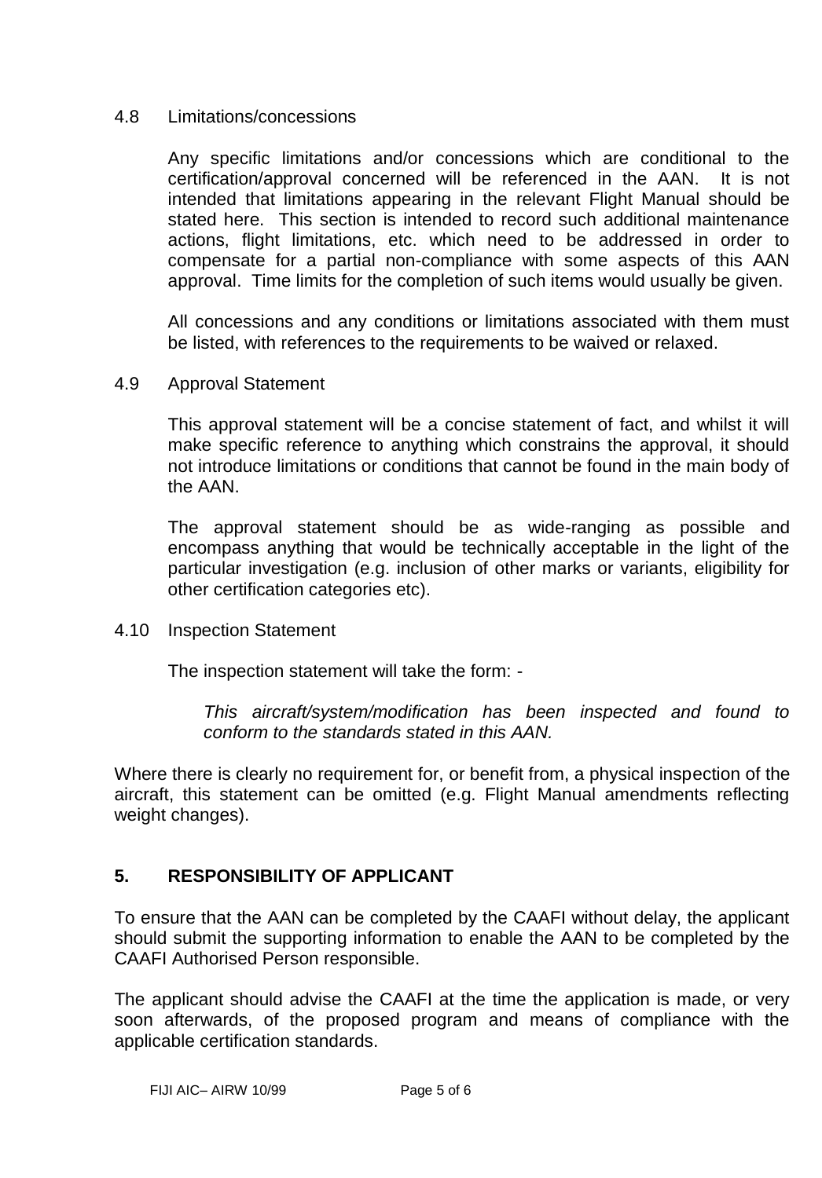### 4.8 Limitations/concessions

Any specific limitations and/or concessions which are conditional to the certification/approval concerned will be referenced in the AAN. It is not intended that limitations appearing in the relevant Flight Manual should be stated here. This section is intended to record such additional maintenance actions, flight limitations, etc. which need to be addressed in order to compensate for a partial non-compliance with some aspects of this AAN approval. Time limits for the completion of such items would usually be given.

All concessions and any conditions or limitations associated with them must be listed, with references to the requirements to be waived or relaxed.

### 4.9 Approval Statement

This approval statement will be a concise statement of fact, and whilst it will make specific reference to anything which constrains the approval, it should not introduce limitations or conditions that cannot be found in the main body of the AAN.

The approval statement should be as wide-ranging as possible and encompass anything that would be technically acceptable in the light of the particular investigation (e.g. inclusion of other marks or variants, eligibility for other certification categories etc).

### 4.10 Inspection Statement

The inspection statement will take the form: -

> *This aircraft/system/modification has been inspected and found to conform to the standards stated in this AAN.*

Where there is clearly no requirement for, or benefit from, a physical inspection of the aircraft, this statement can be omitted (e.g. Flight Manual amendments reflecting weight changes).

## 5. RESPONSIBILITY OF APPLICANT

To ensure that the AAN can be completed by the CAAFI without delay, the applicant should submit the supporting information to enable the AAN to be completed by the CAAFI Authorised Person responsible.

The applicant should advise the CAAFI at the time the application is made, or very soon afterwards, of the proposed program and means of compliance with the applicable certification standards.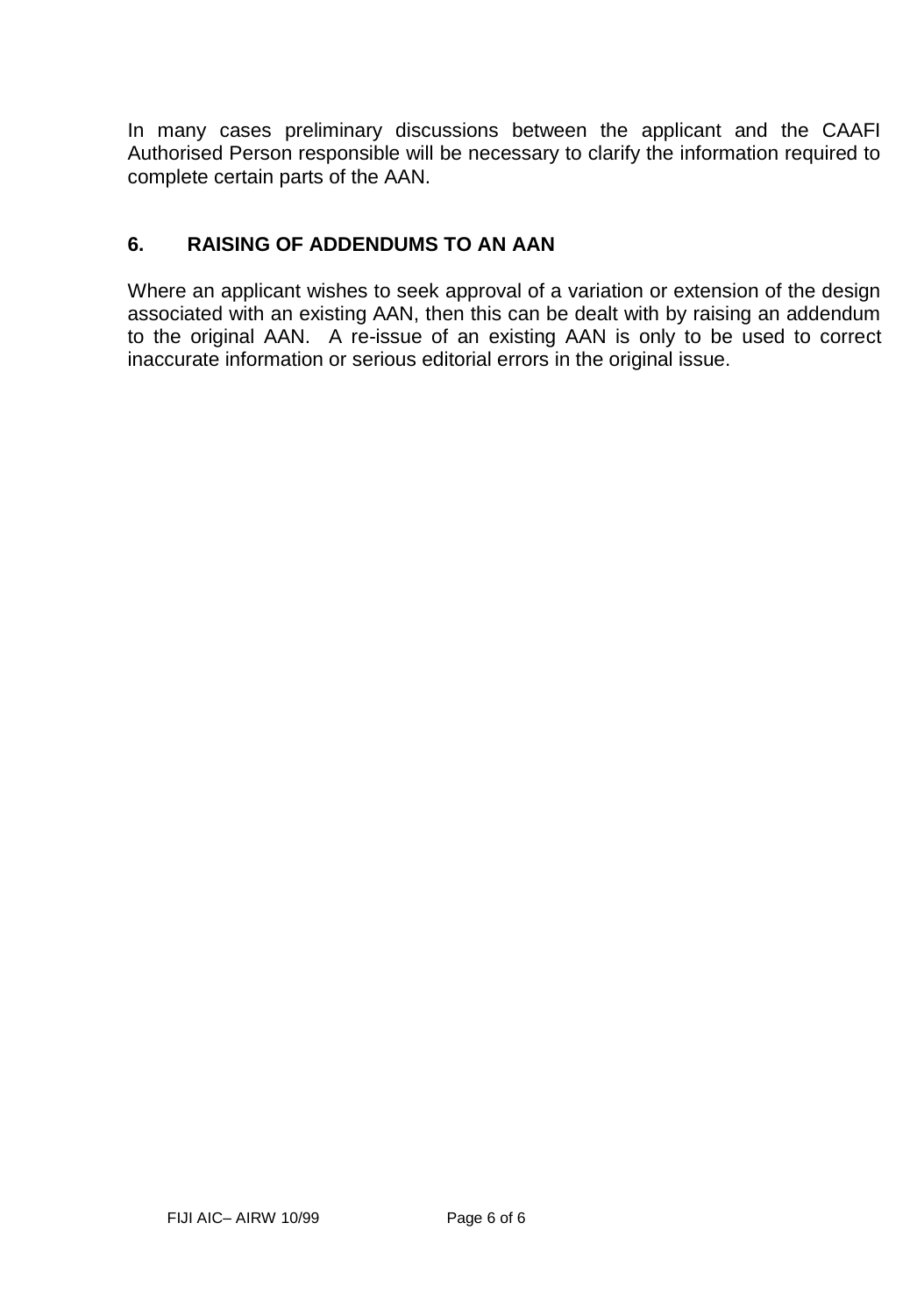In many cases preliminary discussions between the applicant and the CAAFI Authorised Person responsible will be necessary to clarify the information required to complete certain parts of the AAN.

## 6. RAISING OF ADDENDUMS TO AN AAN

Where an applicant wishes to seek approval of a variation or extension of the design associated with an existing AAN, then this can be dealt with by raising an addendum to the original AAN. A re-issue of an existing AAN is only to be used to correct inaccurate information or serious editorial errors in the original issue.